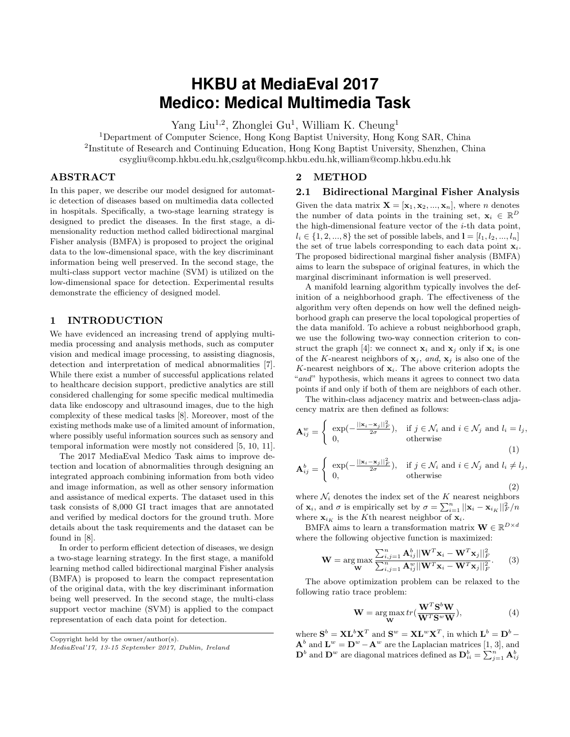# HKBU at MediaEval 2017 Medico: Medical Multimedia Task

Yang Liu[1,2], Zhonglei Gu[1], William K. Cheung[1]

[1]Department of Computer Science, Hong Kong Baptist University, Hong Kong SAR, China

[2]Institute of Research and Continuing Education, Hong Kong Baptist University, Shenzhen, China

csygliu@comp.hkbu.edu.hk,cszlgu@comp.hkbu.edu.hk,william@comp.hkbu.edu.hk

## ABSTRACT

In this paper, we describe our model designed for automatic detection of diseases based on multimedia data collected in hospitals. Specifically, a two-stage learning strategy is designed to predict the diseases. In the first stage, a dimensionality reduction method called bidirectional marginal Fisher analysis (BMFA) is proposed to project the original data to the low-dimensional space, with the key discriminant information being well preserved. In the second stage, the multi-class support vector machine (SVM) is utilized on the low-dimensional space for detection. Experimental results demonstrate the efficiency of designed model.

## 1 INTRODUCTION

We have evidenced an increasing trend of applying multimedia processing and analysis methods, such as computer vision and medical image processing, to assisting diagnosis, detection and interpretation of medical abnormalities [7]. While there exist a number of successful applications related to healthcare decision support, predictive analytics are still considered challenging for some specific medical multimedia data like endoscopy and ultrasound images, due to the high complexity of these medical tasks [8]. Moreover, most of the existing methods make use of a limited amount of information, where possibly useful information sources such as sensory and temporal information were mostly not considered [5, 10, 11].

The 2017 MediaEval Medico Task aims to improve detection and location of abnormalities through designing an integrated approach combining information from both video and image information, as well as other sensory information and assistance of medical experts. The dataset used in this task consists of 8,000 GI tract images that are annotated and verified by medical doctors for the ground truth. More details about the task requirements and the dataset can be found in [8].

In order to perform efficient detection of diseases, we design a two-stage learning strategy. In the first stage, a manifold learning method called bidirectional marginal Fisher analysis (BMFA) is proposed to learn the compact representation of the original data, with the key discriminant information being well preserved. In the second stage, the multi-class support vector machine (SVM) is applied to the compact representation of each data point for detection.

Copyright held by the owner/author(s).
*MediaEval'17, 13-15 September 2017, Dublin, Ireland*

## 2 METHOD

### 2.1 Bidirectional Marginal Fisher Analysis

Given the data matrix $\mathbf{X} = [\mathbf{x}_1, \mathbf{x}_2, ..., \mathbf{x}_n]$, where $n$ denotes the number of data points in the training set, $\mathbf{x}_i \in \mathbb{R}^D$ the high-dimensional feature vector of the $i$-th data point, $l_i \in \{1, 2, ..., 8\}$ the set of possible labels, and $\mathbf{l} = [l_1, l_2, ..., l_n]$ the set of true labels corresponding to each data point $\mathbf{x}_i$. The proposed bidirectional marginal fisher analysis (BMFA) aims to learn the subspace of original features, in which the marginal discriminant information is well preserved.

A manifold learning algorithm typically involves the definition of a neighborhood graph. The effectiveness of the algorithm very often depends on how well the defined neighborhood graph can preserve the local topological properties of the data manifold. To achieve a robust neighborhood graph, we use the following two-way connection criterion to construct the graph [4]: we connect $\mathbf{x}_i$ and $\mathbf{x}_j$ only if $\mathbf{x}_i$ is one of the $K$-nearest neighbors of $\mathbf{x}_j$, *and*, $\mathbf{x}_j$ is also one of the $K$-nearest neighbors of $\mathbf{x}_i$. The above criterion adopts the "*and*" hypothesis, which means it agrees to connect two data points if and only if both of them are neighbors of each other.

The within-class adjacency matrix and between-class adjacency matrix are then defined as follows:

$$\mathbf{A}^w_{ij} = \begin{cases} \exp(-\frac{||\mathbf{x}_i - \mathbf{x}_j||_F^2}{2\sigma}), & \text{if } j \in \mathcal{N}_i \text{ and } i \in \mathcal{N}_j \text{ and } l_i = l_j, \\ 0, & \text{otherwise} \end{cases} \quad (1)$$

$$\mathbf{A}^b_{ij} = \begin{cases} \exp(-\frac{||\mathbf{x}_i - \mathbf{x}_j||_F^2}{2\sigma}), & \text{if } j \in \mathcal{N}_i \text{ and } i \in \mathcal{N}_j \text{ and } l_i \neq l_j, \\ 0, & \text{otherwise} \end{cases} \quad (2)$$

where $\mathcal{N}_i$ denotes the index set of the $K$ nearest neighbors of $\mathbf{x}_i$, and $\sigma$ is empirically set by $\sigma = \sum_{i=1}^n ||\mathbf{x}_i - \mathbf{x}_{i_K}||_F^2/n$ where $\mathbf{x}_{i_K}$ is the $K$th nearest neighbor of $\mathbf{x}_i$.

BMFA aims to learn a transformation matrix $\mathbf{W} \in \mathbb{R}^{D\times d}$ where the following objective function is maximized:

$$\mathbf{W} = \arg\max_{\mathbf{W}} \frac{\sum_{i,j=1}^n \mathbf{A}^b_{ij}||\mathbf{W}^T\mathbf{x}_i - \mathbf{W}^T\mathbf{x}_j||_F^2}{\sum_{i,j=1}^n \mathbf{A}^w_{ij}||\mathbf{W}^T\mathbf{x}_i - \mathbf{W}^T\mathbf{x}_j||_F^2}. \quad (3)$$

The above optimization problem can be relaxed to the following ratio trace problem:

$$\mathbf{W} = \arg\max_{\mathbf{W}} tr(\frac{\mathbf{W}^T\mathbf{S}^b\mathbf{W}}{\mathbf{W}^T\mathbf{S}^w\mathbf{W}}), \quad (4)$$

where $\mathbf{S}^b = \mathbf{X}\mathbf{L}^b\mathbf{X}^T$ and $\mathbf{S}^w = \mathbf{X}\mathbf{L}^w\mathbf{X}^T$, in which $\mathbf{L}^b = \mathbf{D}^b - \mathbf{A}^b$ and $\mathbf{L}^w = \mathbf{D}^w - \mathbf{A}^w$ are the Laplacian matrices [1, 3], and $\mathbf{D}^b$ and $\mathbf{D}^w$ are diagonal matrices defined as $\mathbf{D}^b_{ii} = \sum_{j=1}^n \mathbf{A}^b_{ij}$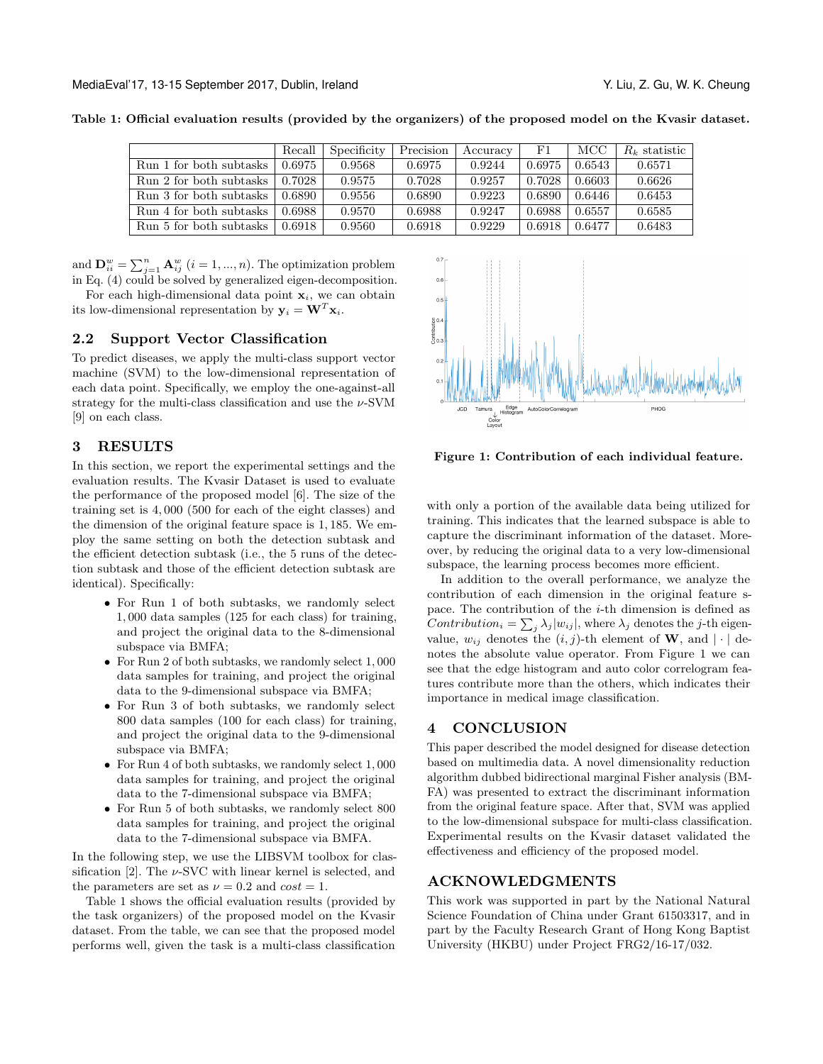**Table 1: Official evaluation results (provided by the organizers) of the proposed model on the Kvasir dataset.**

| | Recall | Specificity | Precision | Accuracy | F1 | MCC | $R_k$ statistic |
|---|---|---|---|---|---|---|---|
| Run 1 for both subtasks | 0.6975 | 0.9568 | 0.6975 | 0.9244 | 0.6975 | 0.6543 | 0.6571 |
| Run 2 for both subtasks | 0.7028 | 0.9575 | 0.7028 | 0.9257 | 0.7028 | 0.6603 | 0.6626 |
| Run 3 for both subtasks | 0.6890 | 0.9556 | 0.6890 | 0.9223 | 0.6890 | 0.6446 | 0.6453 |
| Run 4 for both subtasks | 0.6988 | 0.9570 | 0.6988 | 0.9247 | 0.6988 | 0.6557 | 0.6585 |
| Run 5 for both subtasks | 0.6918 | 0.9560 | 0.6918 | 0.9229 | 0.6918 | 0.6477 | 0.6483 |

and $\mathbf{D}_{ii}^w = \sum_{j=1}^n \mathbf{A}_{ij}^w$ $(i = 1, ..., n)$. The optimization problem in Eq. (4) could be solved by generalized eigen-decomposition.

For each high-dimensional data point $\mathbf{x}_i$, we can obtain its low-dimensional representation by $\mathbf{y}_i = \mathbf{W}^T \mathbf{x}_i$.

## 2.2 Support Vector Classification

To predict diseases, we apply the multi-class support vector machine (SVM) to the low-dimensional representation of each data point. Specifically, we employ the one-against-all strategy for the multi-class classification and use the $\nu$-SVM [9] on each class.

# 3 RESULTS

In this section, we report the experimental settings and the evaluation results. The Kvasir Dataset is used to evaluate the performance of the proposed model [6]. The size of the training set is 4,000 (500 for each of the eight classes) and the dimension of the original feature space is 1,185. We employ the same setting on both the detection subtask and the efficient detection subtask (i.e., the 5 runs of the detection subtask and those of the efficient detection subtask are identical). Specifically:

- For Run 1 of both subtasks, we randomly select 1,000 data samples (125 for each class) for training, and project the original data to the 8-dimensional subspace via BMFA;
- For Run 2 of both subtasks, we randomly select 1,000 data samples for training, and project the original data to the 9-dimensional subspace via BMFA;
- For Run 3 of both subtasks, we randomly select 800 data samples (100 for each class) for training, and project the original data to the 9-dimensional subspace via BMFA;
- For Run 4 of both subtasks, we randomly select 1,000 data samples for training, and project the original data to the 7-dimensional subspace via BMFA;
- For Run 5 of both subtasks, we randomly select 800 data samples for training, and project the original data to the 7-dimensional subspace via BMFA.

In the following step, we use the LIBSVM toolbox for classification [2]. The $\nu$-SVC with linear kernel is selected, and the parameters are set as $\nu = 0.2$ and $cost = 1$.

Table 1 shows the official evaluation results (provided by the task organizers) of the proposed model on the Kvasir dataset. From the table, we can see that the proposed model performs well, given the task is a multi-class classification with only a portion of the available data being utilized for training. This indicates that the learned subspace is able to capture the discriminant information of the dataset. Moreover, by reducing the original data to a very low-dimensional subspace, the learning process becomes more efficient.

**Figure 1: Contribution of each individual feature.**

In addition to the overall performance, we analyze the contribution of each dimension in the original feature space. The contribution of the $i$-th dimension is defined as $Contribution_i = \sum_j \lambda_j |w_{ij}|$, where $\lambda_j$ denotes the $j$-th eigenvalue, $w_{ij}$ denotes the $(i, j)$-th element of $\mathbf{W}$, and $|\cdot|$ denotes the absolute value operator. From Figure 1 we can see that the edge histogram and auto color correlogram features contribute more than the others, which indicates their importance in medical image classification.

# 4 CONCLUSION

This paper described the model designed for disease detection based on multimedia data. A novel dimensionality reduction algorithm dubbed bidirectional marginal Fisher analysis (BMFA) was presented to extract the discriminant information from the original feature space. After that, SVM was applied to the low-dimensional subspace for multi-class classification. Experimental results on the Kvasir dataset validated the effectiveness and efficiency of the proposed model.

# ACKNOWLEDGMENTS

This work was supported in part by the National Natural Science Foundation of China under Grant 61503317, and in part by the Faculty Research Grant of Hong Kong Baptist University (HKBU) under Project FRG2/16-17/032.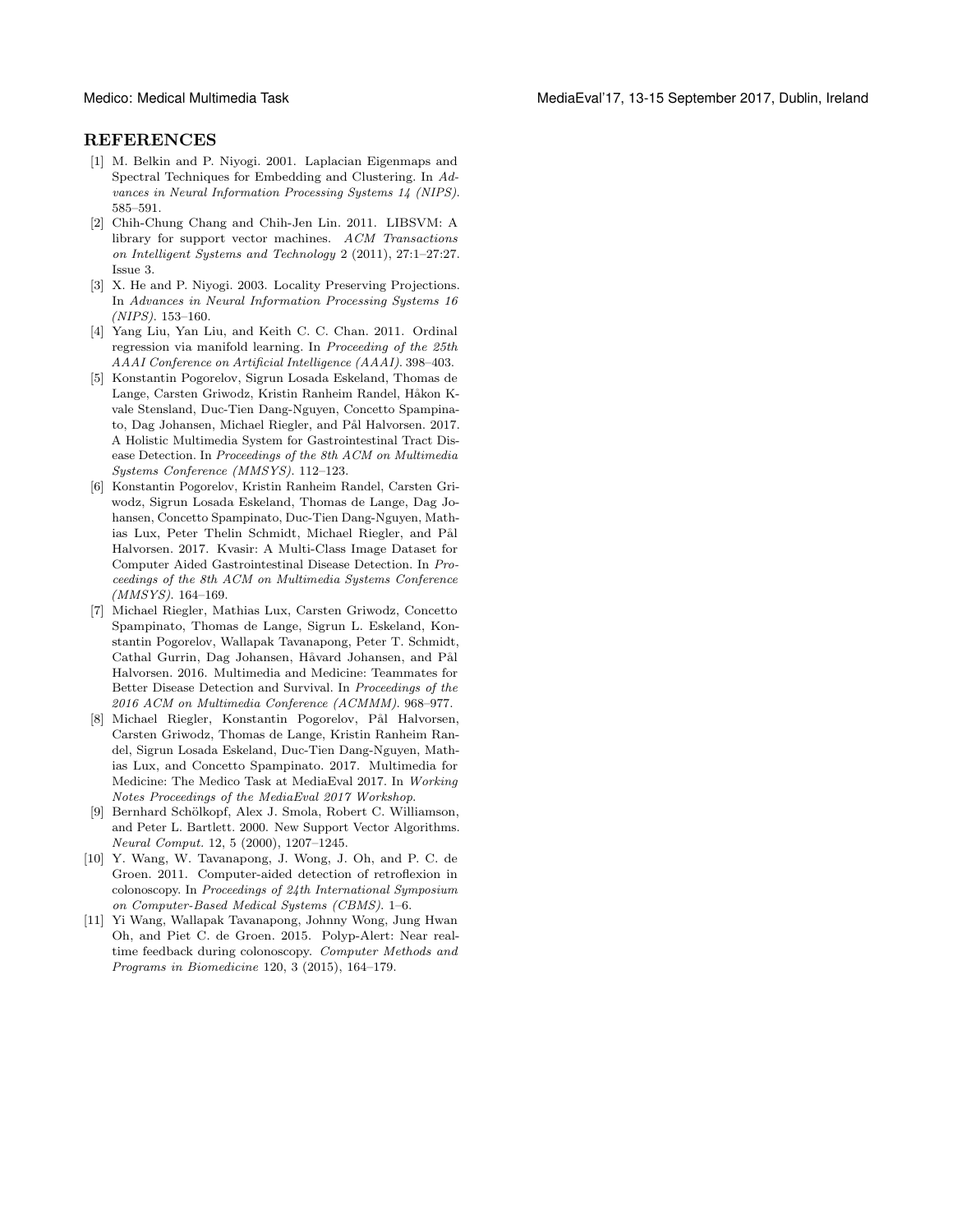## REFERENCES

[1] M. Belkin and P. Niyogi. 2001. Laplacian Eigenmaps and Spectral Techniques for Embedding and Clustering. In *Advances in Neural Information Processing Systems 14 (NIPS)*. 585–591.

[2] Chih-Chung Chang and Chih-Jen Lin. 2011. LIBSVM: A library for support vector machines. *ACM Transactions on Intelligent Systems and Technology* 2 (2011), 27:1–27:27. Issue 3.

[3] X. He and P. Niyogi. 2003. Locality Preserving Projections. In *Advances in Neural Information Processing Systems 16 (NIPS)*. 153–160.

[4] Yang Liu, Yan Liu, and Keith C. C. Chan. 2011. Ordinal regression via manifold learning. In *Proceeding of the 25th AAAI Conference on Artificial Intelligence (AAAI)*. 398–403.

[5] Konstantin Pogorelov, Sigrun Losada Eskeland, Thomas de Lange, Carsten Griwodz, Kristin Ranheim Randel, Håkon Kvale Stensland, Duc-Tien Dang-Nguyen, Concetto Spampinato, Dag Johansen, Michael Riegler, and Pål Halvorsen. 2017. A Holistic Multimedia System for Gastrointestinal Tract Disease Detection. In *Proceedings of the 8th ACM on Multimedia Systems Conference (MMSYS)*. 112–123.

[6] Konstantin Pogorelov, Kristin Ranheim Randel, Carsten Griwodz, Sigrun Losada Eskeland, Thomas de Lange, Dag Johansen, Concetto Spampinato, Duc-Tien Dang-Nguyen, Mathias Lux, Peter Thelin Schmidt, Michael Riegler, and Pål Halvorsen. 2017. Kvasir: A Multi-Class Image Dataset for Computer Aided Gastrointestinal Disease Detection. In *Proceedings of the 8th ACM on Multimedia Systems Conference (MMSYS)*. 164–169.

[7] Michael Riegler, Mathias Lux, Carsten Griwodz, Concetto Spampinato, Thomas de Lange, Sigrun L. Eskeland, Konstantin Pogorelov, Wallapak Tavanapong, Peter T. Schmidt, Cathal Gurrin, Dag Johansen, Håvard Johansen, and Pål Halvorsen. 2016. Multimedia and Medicine: Teammates for Better Disease Detection and Survival. In *Proceedings of the 2016 ACM on Multimedia Conference (ACMMM)*. 968–977.

[8] Michael Riegler, Konstantin Pogorelov, Pål Halvorsen, Carsten Griwodz, Thomas de Lange, Kristin Ranheim Randel, Sigrun Losada Eskeland, Duc-Tien Dang-Nguyen, Mathias Lux, and Concetto Spampinato. 2017. Multimedia for Medicine: The Medico Task at MediaEval 2017. In *Working Notes Proceedings of the MediaEval 2017 Workshop*.

[9] Bernhard Schölkopf, Alex J. Smola, Robert C. Williamson, and Peter L. Bartlett. 2000. New Support Vector Algorithms. *Neural Comput.* 12, 5 (2000), 1207–1245.

[10] Y. Wang, W. Tavanapong, J. Wong, J. Oh, and P. C. de Groen. 2011. Computer-aided detection of retroflexion in colonoscopy. In *Proceedings of 24th International Symposium on Computer-Based Medical Systems (CBMS)*. 1–6.

[11] Yi Wang, Wallapak Tavanapong, Johnny Wong, Jung Hwan Oh, and Piet C. de Groen. 2015. Polyp-Alert: Near real-time feedback during colonoscopy. *Computer Methods and Programs in Biomedicine* 120, 3 (2015), 164–179.